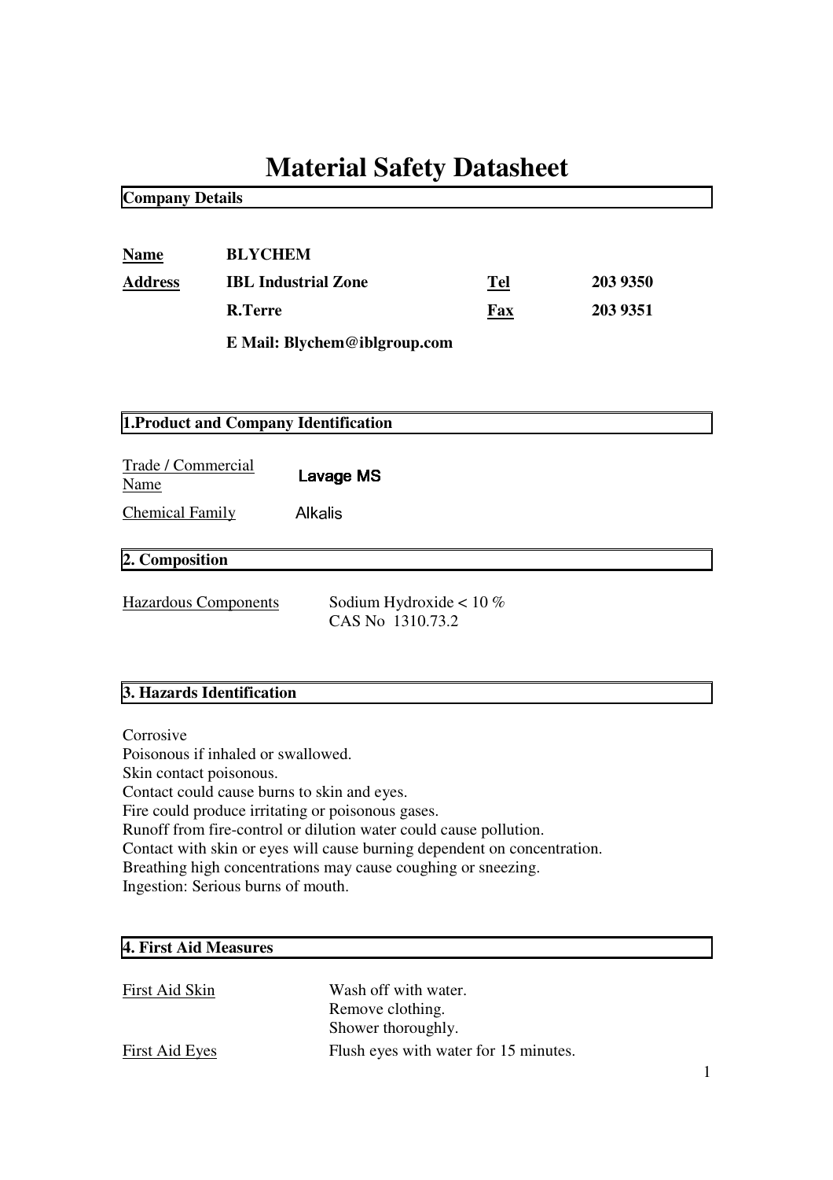# Material Safety Datasheet

## Company Details

| | | | |
|---|---|---|---|
| **Name** | **BLYCHEM** | | |
| **Address** | **IBL Industrial Zone** | **Tel** | **203 9350** |
| | **R.Terre** | **Fax** | **203 9351** |
| | **E Mail: Blychem@iblgroup.com** | | |

## 1.Product and Company Identification

Trade / Commercial Name: Lavage MS

Chemical Family: Alkalis

## 2. Composition

Hazardous Components: Sodium Hydroxide < 10 %
CAS No 1310.73.2

## 3. Hazards Identification

Corrosive
Poisonous if inhaled or swallowed.
Skin contact poisonous.
Contact could cause burns to skin and eyes.
Fire could produce irritating or poisonous gases.
Runoff from fire-control or dilution water could cause pollution.
Contact with skin or eyes will cause burning dependent on concentration.
Breathing high concentrations may cause coughing or sneezing.
Ingestion: Serious burns of mouth.

## 4. First Aid Measures

First Aid Skin: Wash off with water.
Remove clothing.
Shower thoroughly.

First Aid Eyes: Flush eyes with water for 15 minutes.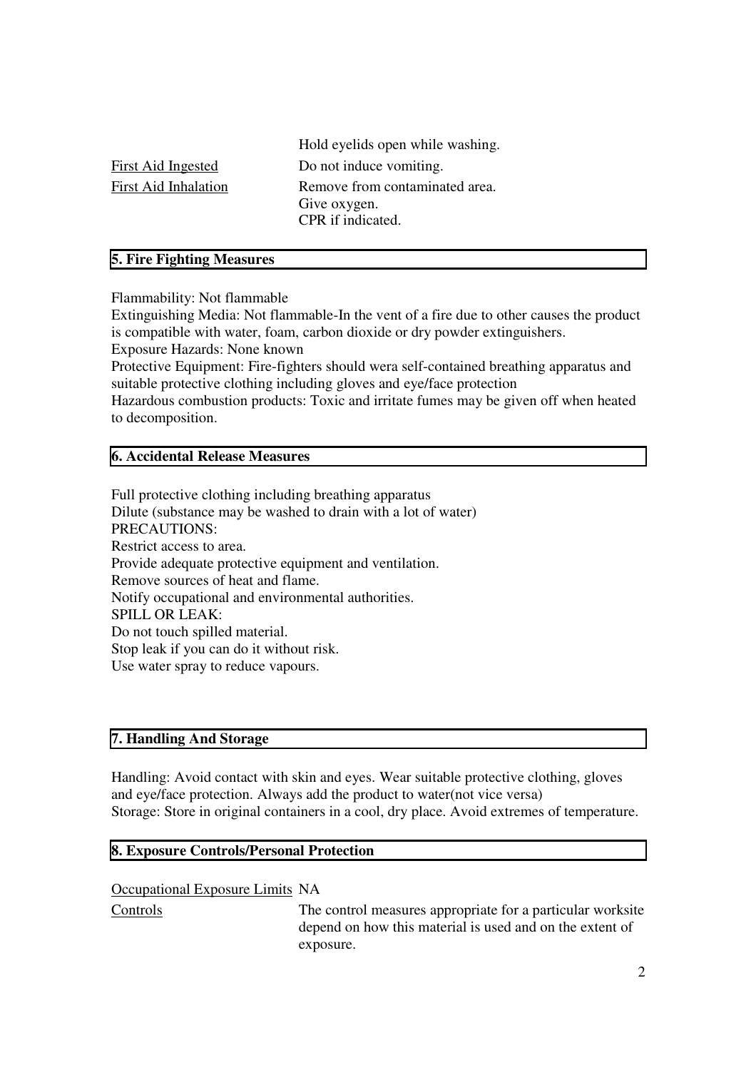| | |
|---|---|
| | Hold eyelids open while washing. |
| First Aid Ingested | Do not induce vomiting. |
| First Aid Inhalation | Remove from contaminated area.<br>Give oxygen.<br>CPR if indicated. |

## 5. Fire Fighting Measures

Flammability: Not flammable

Extinguishing Media: Not flammable-In the vent of a fire due to other causes the product is compatible with water, foam, carbon dioxide or dry powder extinguishers.

Exposure Hazards: None known

Protective Equipment: Fire-fighters should wera self-contained breathing apparatus and suitable protective clothing including gloves and eye/face protection

Hazardous combustion products: Toxic and irritate fumes may be given off when heated to decomposition.

## 6. Accidental Release Measures

Full protective clothing including breathing apparatus
Dilute (substance may be washed to drain with a lot of water)
PRECAUTIONS:
Restrict access to area.
Provide adequate protective equipment and ventilation.
Remove sources of heat and flame.
Notify occupational and environmental authorities.
SPILL OR LEAK:
Do not touch spilled material.
Stop leak if you can do it without risk.
Use water spray to reduce vapours.

## 7. Handling And Storage

Handling: Avoid contact with skin and eyes. Wear suitable protective clothing, gloves and eye/face protection. Always add the product to water(not vice versa)
Storage: Store in original containers in a cool, dry place. Avoid extremes of temperature.

## 8. Exposure Controls/Personal Protection

| | |
|---|---|
| Occupational Exposure Limits | NA |
| Controls | The control measures appropriate for a particular worksite depend on how this material is used and on the extent of exposure. |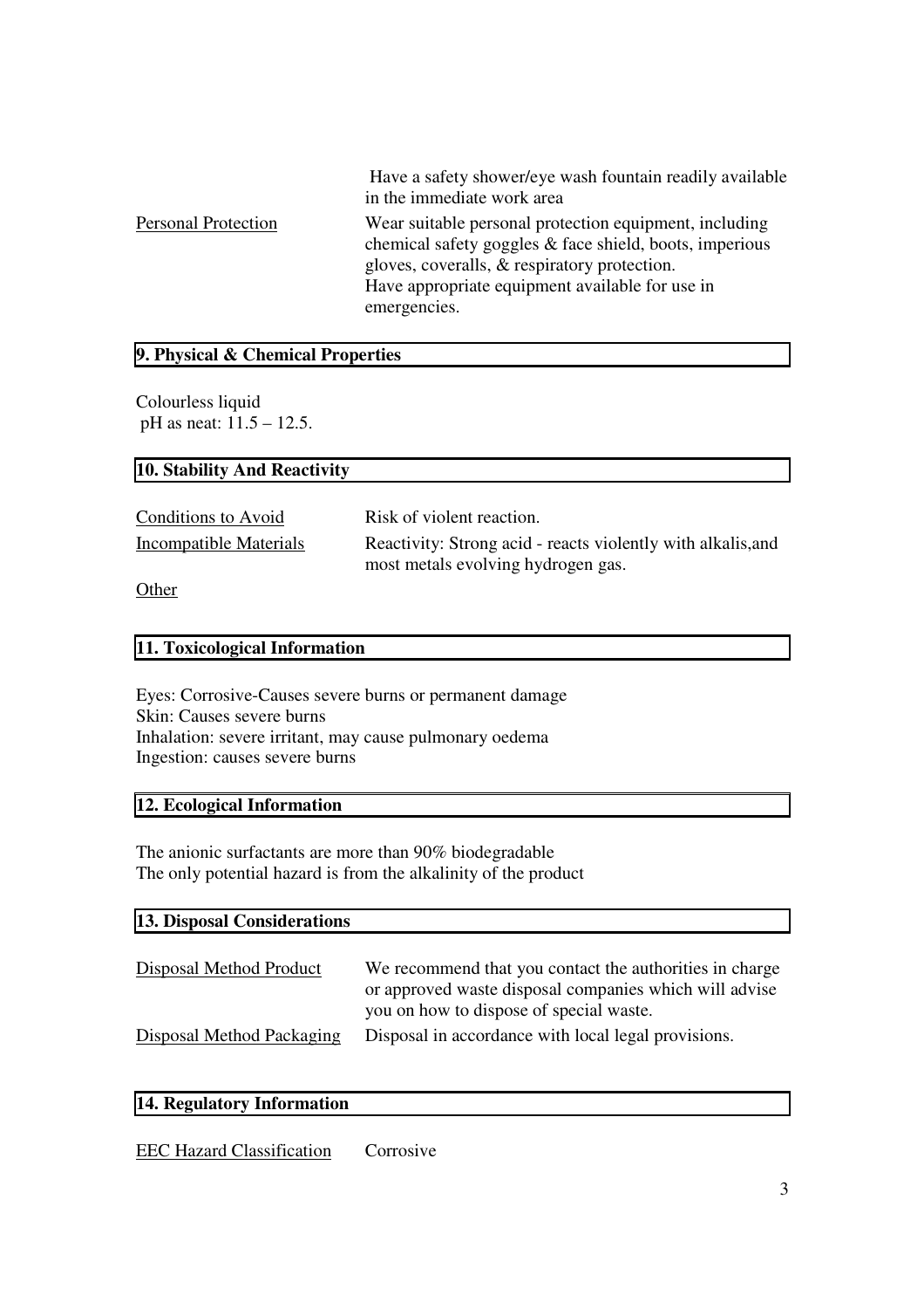| | |
|---|---|
| | Have a safety shower/eye wash fountain readily available in the immediate work area |
| Personal Protection | Wear suitable personal protection equipment, including chemical safety goggles & face shield, boots, imperious gloves, coveralls, & respiratory protection.<br>Have appropriate equipment available for use in emergencies. |

## 9. Physical & Chemical Properties

Colourless liquid
pH as neat: 11.5 – 12.5.

## 10. Stability And Reactivity

| | |
|---|---|
| Conditions to Avoid | Risk of violent reaction. |
| Incompatible Materials | Reactivity: Strong acid - reacts violently with alkalis,and most metals evolving hydrogen gas. |
| Other | |

## 11. Toxicological Information

Eyes: Corrosive-Causes severe burns or permanent damage
Skin: Causes severe burns
Inhalation: severe irritant, may cause pulmonary oedema
Ingestion: causes severe burns

## 12. Ecological Information

The anionic surfactants are more than 90% biodegradable
The only potential hazard is from the alkalinity of the product

## 13. Disposal Considerations

| | |
|---|---|
| Disposal Method Product | We recommend that you contact the authorities in charge or approved waste disposal companies which will advise you on how to dispose of special waste. |
| Disposal Method Packaging | Disposal in accordance with local legal provisions. |

## 14. Regulatory Information

| | |
|---|---|
| EEC Hazard Classification | Corrosive |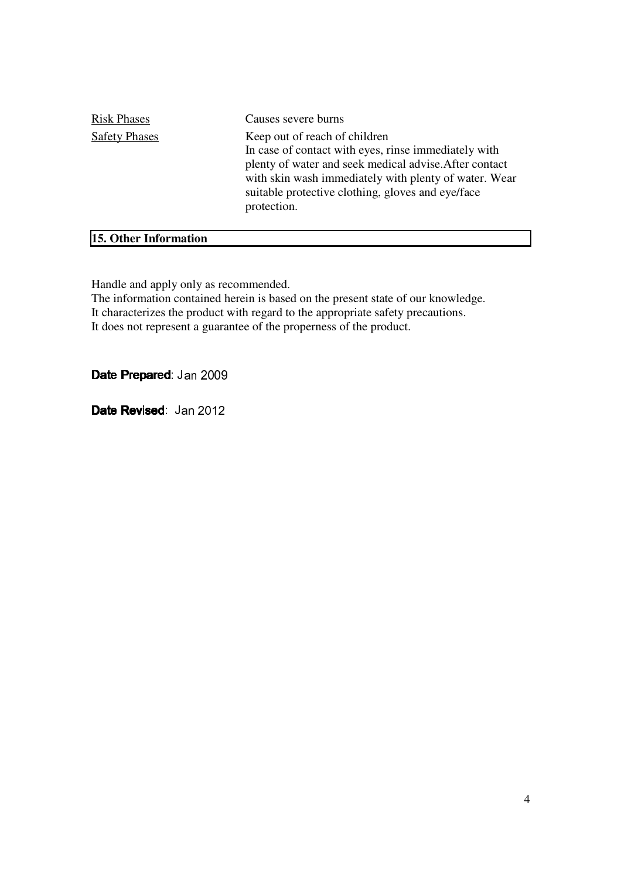| | |
|---|---|
| Risk Phases | Causes severe burns |
| Safety Phases | Keep out of reach of children<br>In case of contact with eyes, rinse immediately with plenty of water and seek medical advise.After contact with skin wash immediately with plenty of water. Wear suitable protective clothing, gloves and eye/face protection. |

## 15. Other Information

Handle and apply only as recommended.
The information contained herein is based on the present state of our knowledge.
It characterizes the product with regard to the appropriate safety precautions.
It does not represent a guarantee of the properness of the product.

**Date Prepared**: Jan 2009

**Date Revised**: Jan 2012